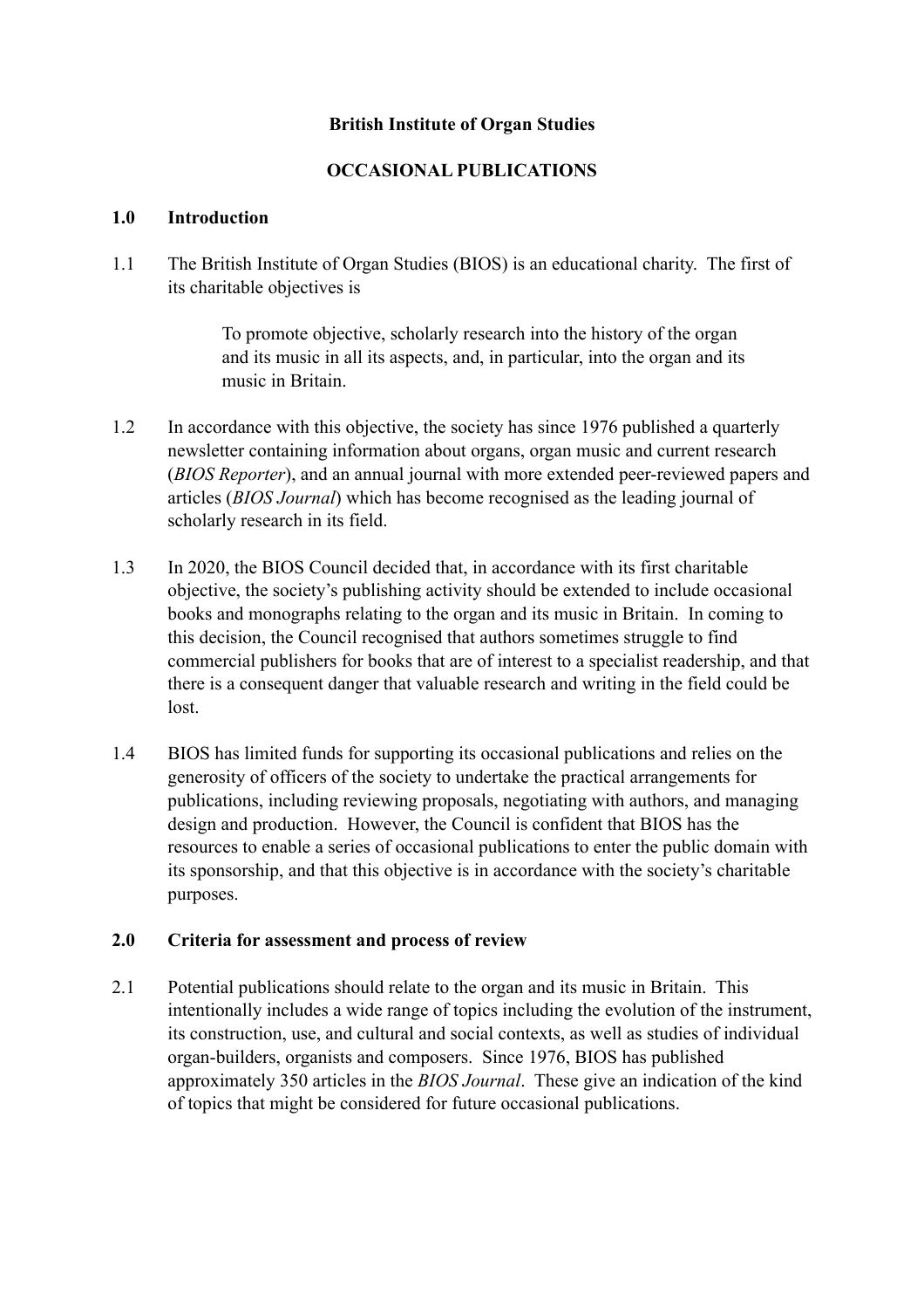**British Institute of Organ Studies**

**OCCASIONAL PUBLICATIONS**

## 1.0 Introduction

1.1 The British Institute of Organ Studies (BIOS) is an educational charity. The first of its charitable objectives is

> To promote objective, scholarly research into the history of the organ and its music in all its aspects, and, in particular, into the organ and its music in Britain.

1.2 In accordance with this objective, the society has since 1976 published a quarterly newsletter containing information about organs, organ music and current research (*BIOS Reporter*), and an annual journal with more extended peer-reviewed papers and articles (*BIOS Journal*) which has become recognised as the leading journal of scholarly research in its field.

1.3 In 2020, the BIOS Council decided that, in accordance with its first charitable objective, the society's publishing activity should be extended to include occasional books and monographs relating to the organ and its music in Britain. In coming to this decision, the Council recognised that authors sometimes struggle to find commercial publishers for books that are of interest to a specialist readership, and that there is a consequent danger that valuable research and writing in the field could be lost.

1.4 BIOS has limited funds for supporting its occasional publications and relies on the generosity of officers of the society to undertake the practical arrangements for publications, including reviewing proposals, negotiating with authors, and managing design and production. However, the Council is confident that BIOS has the resources to enable a series of occasional publications to enter the public domain with its sponsorship, and that this objective is in accordance with the society's charitable purposes.

## 2.0 Criteria for assessment and process of review

2.1 Potential publications should relate to the organ and its music in Britain. This intentionally includes a wide range of topics including the evolution of the instrument, its construction, use, and cultural and social contexts, as well as studies of individual organ-builders, organists and composers. Since 1976, BIOS has published approximately 350 articles in the *BIOS Journal*. These give an indication of the kind of topics that might be considered for future occasional publications.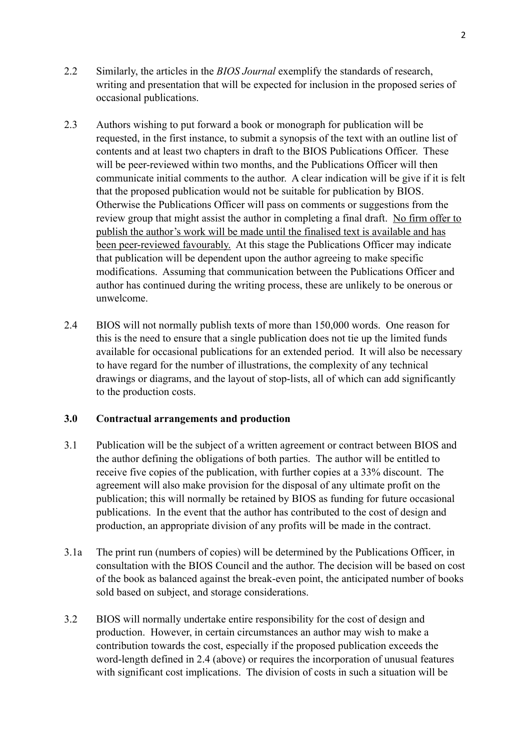2.2 Similarly, the articles in the *BIOS Journal* exemplify the standards of research, writing and presentation that will be expected for inclusion in the proposed series of occasional publications.

2.3 Authors wishing to put forward a book or monograph for publication will be requested, in the first instance, to submit a synopsis of the text with an outline list of contents and at least two chapters in draft to the BIOS Publications Officer. These will be peer-reviewed within two months, and the Publications Officer will then communicate initial comments to the author. A clear indication will be give if it is felt that the proposed publication would not be suitable for publication by BIOS. Otherwise the Publications Officer will pass on comments or suggestions from the review group that might assist the author in completing a final draft. <u>No firm offer to publish the author's work will be made until the finalised text is available and has been peer-reviewed favourably.</u> At this stage the Publications Officer may indicate that publication will be dependent upon the author agreeing to make specific modifications. Assuming that communication between the Publications Officer and author has continued during the writing process, these are unlikely to be onerous or unwelcome.

2.4 BIOS will not normally publish texts of more than 150,000 words. One reason for this is the need to ensure that a single publication does not tie up the limited funds available for occasional publications for an extended period. It will also be necessary to have regard for the number of illustrations, the complexity of any technical drawings or diagrams, and the layout of stop-lists, all of which can add significantly to the production costs.

### 3.0 Contractual arrangements and production

3.1 Publication will be the subject of a written agreement or contract between BIOS and the author defining the obligations of both parties. The author will be entitled to receive five copies of the publication, with further copies at a 33% discount. The agreement will also make provision for the disposal of any ultimate profit on the publication; this will normally be retained by BIOS as funding for future occasional publications. In the event that the author has contributed to the cost of design and production, an appropriate division of any profits will be made in the contract.

3.1a The print run (numbers of copies) will be determined by the Publications Officer, in consultation with the BIOS Council and the author. The decision will be based on cost of the book as balanced against the break-even point, the anticipated number of books sold based on subject, and storage considerations.

3.2 BIOS will normally undertake entire responsibility for the cost of design and production. However, in certain circumstances an author may wish to make a contribution towards the cost, especially if the proposed publication exceeds the word-length defined in 2.4 (above) or requires the incorporation of unusual features with significant cost implications. The division of costs in such a situation will be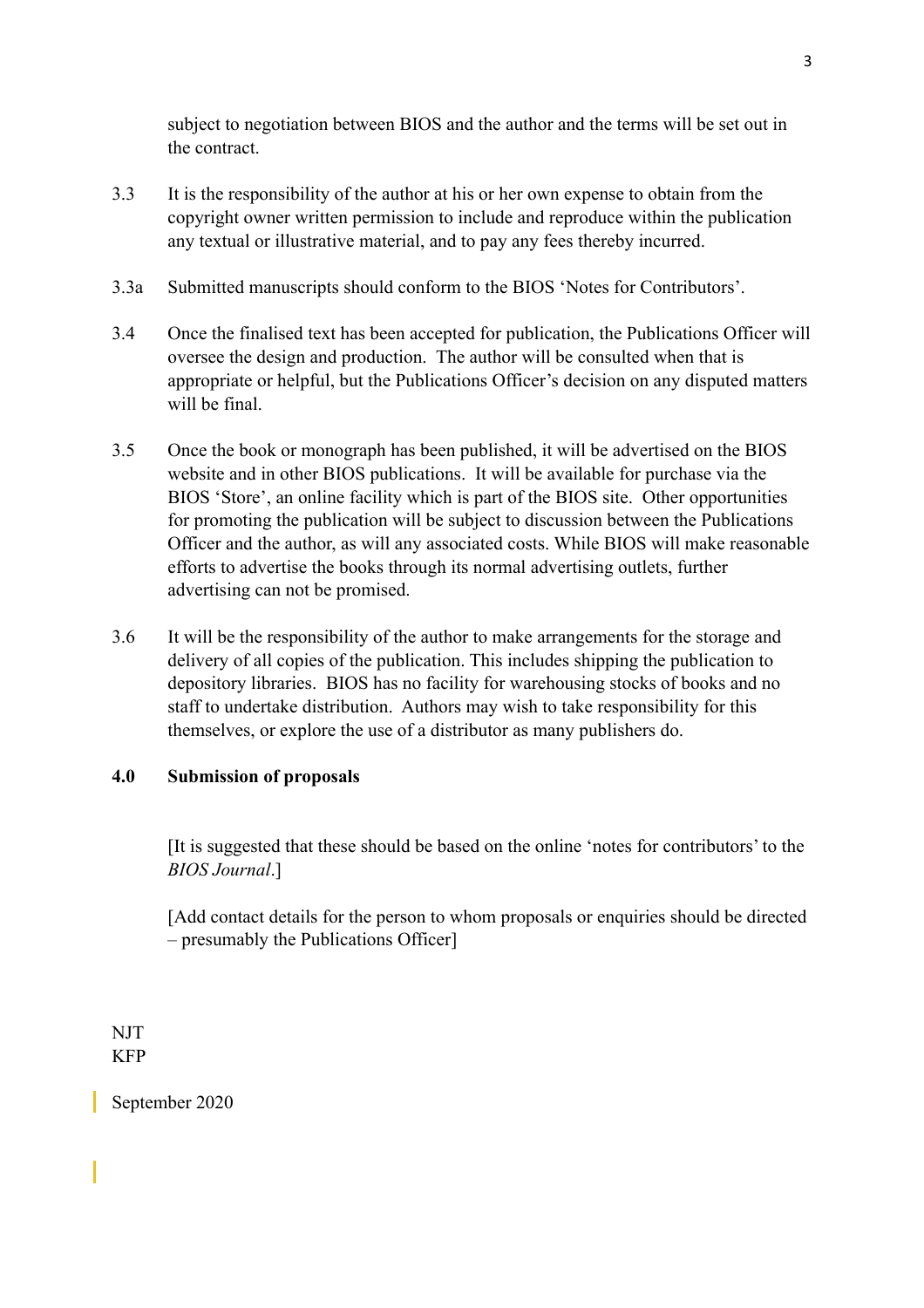subject to negotiation between BIOS and the author and the terms will be set out in the contract.

3.3 It is the responsibility of the author at his or her own expense to obtain from the copyright owner written permission to include and reproduce within the publication any textual or illustrative material, and to pay any fees thereby incurred.

3.3a Submitted manuscripts should conform to the BIOS 'Notes for Contributors'.

3.4 Once the finalised text has been accepted for publication, the Publications Officer will oversee the design and production. The author will be consulted when that is appropriate or helpful, but the Publications Officer's decision on any disputed matters will be final.

3.5 Once the book or monograph has been published, it will be advertised on the BIOS website and in other BIOS publications. It will be available for purchase via the BIOS 'Store', an online facility which is part of the BIOS site. Other opportunities for promoting the publication will be subject to discussion between the Publications Officer and the author, as will any associated costs. While BIOS will make reasonable efforts to advertise the books through its normal advertising outlets, further advertising can not be promised.

3.6 It will be the responsibility of the author to make arrangements for the storage and delivery of all copies of the publication. This includes shipping the publication to depository libraries. BIOS has no facility for warehousing stocks of books and no staff to undertake distribution. Authors may wish to take responsibility for this themselves, or explore the use of a distributor as many publishers do.

**4.0 Submission of proposals**

[It is suggested that these should be based on the online 'notes for contributors' to the *BIOS Journal*.]

[Add contact details for the person to whom proposals or enquiries should be directed – presumably the Publications Officer]

NJT
KFP

September 2020